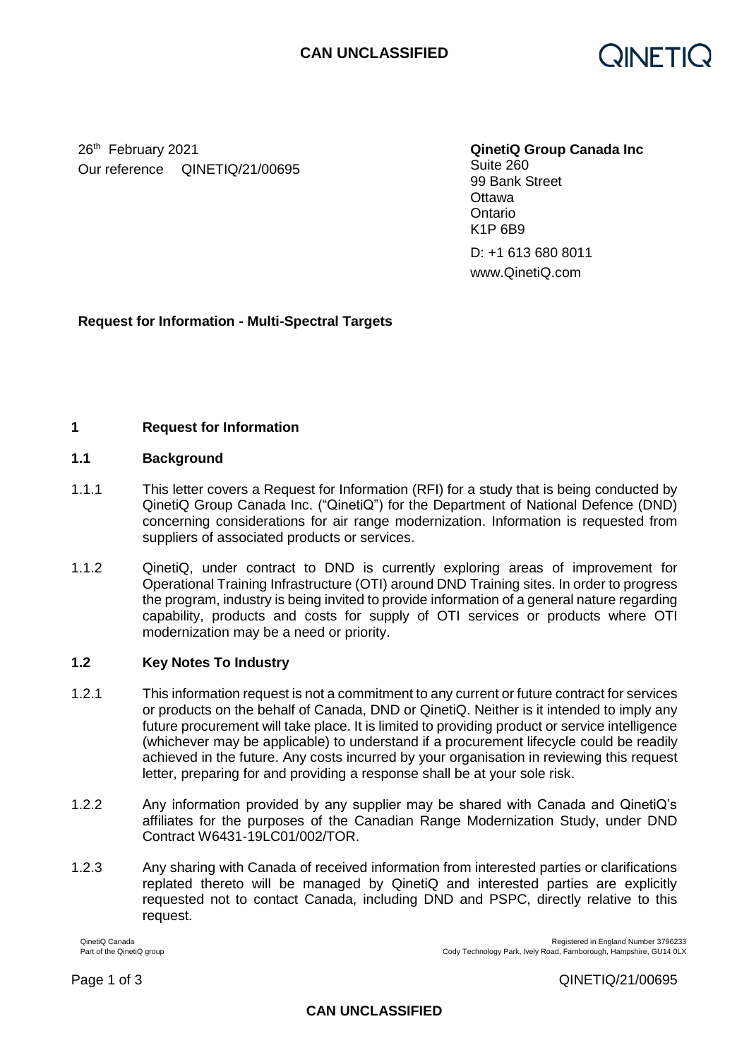26th February 2021
Our reference QINETIQ/21/00695

**QinetiQ Group Canada Inc**
Suite 260
99 Bank Street
Ottawa
Ontario
K1P 6B9

D: +1 613 680 8011
www.QinetiQ.com

**Request for Information - Multi-Spectral Targets**

## 1 Request for Information

### 1.1 Background

1.1.1 This letter covers a Request for Information (RFI) for a study that is being conducted by QinetiQ Group Canada Inc. ("QinetiQ") for the Department of National Defence (DND) concerning considerations for air range modernization. Information is requested from suppliers of associated products or services.

1.1.2 QinetiQ, under contract to DND is currently exploring areas of improvement for Operational Training Infrastructure (OTI) around DND Training sites. In order to progress the program, industry is being invited to provide information of a general nature regarding capability, products and costs for supply of OTI services or products where OTI modernization may be a need or priority.

### 1.2 Key Notes To Industry

1.2.1 This information request is not a commitment to any current or future contract for services or products on the behalf of Canada, DND or QinetiQ. Neither is it intended to imply any future procurement will take place. It is limited to providing product or service intelligence (whichever may be applicable) to understand if a procurement lifecycle could be readily achieved in the future. Any costs incurred by your organisation in reviewing this request letter, preparing for and providing a response shall be at your sole risk.

1.2.2 Any information provided by any supplier may be shared with Canada and QinetiQ's affiliates for the purposes of the Canadian Range Modernization Study, under DND Contract W6431-19LC01/002/TOR.

1.2.3 Any sharing with Canada of received information from interested parties or clarifications replated thereto will be managed by QinetiQ and interested parties are explicitly requested not to contact Canada, including DND and PSPC, directly relative to this request.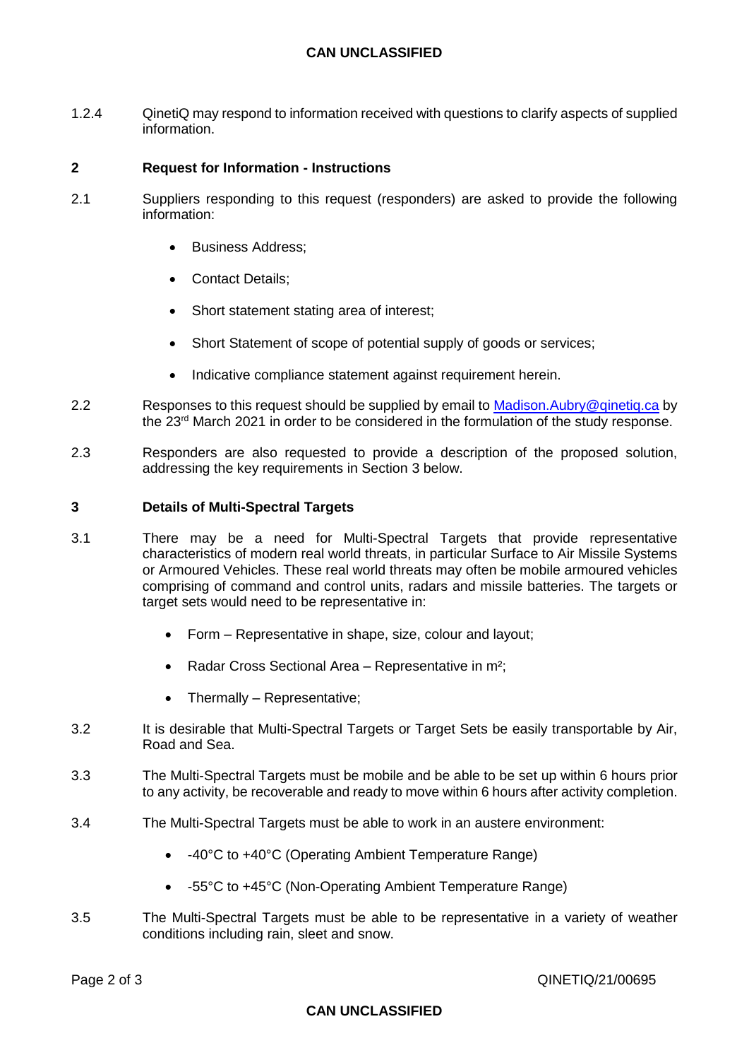1.2.4 QinetiQ may respond to information received with questions to clarify aspects of supplied information.

## 2 Request for Information - Instructions

2.1 Suppliers responding to this request (responders) are asked to provide the following information:

- Business Address;
- Contact Details;
- Short statement stating area of interest;
- Short Statement of scope of potential supply of goods or services;
- Indicative compliance statement against requirement herein.

2.2 Responses to this request should be supplied by email to [Madison.Aubry@qinetiq.ca](mailto:Madison.Aubry@qinetiq.ca) by the 23rd March 2021 in order to be considered in the formulation of the study response.

2.3 Responders are also requested to provide a description of the proposed solution, addressing the key requirements in Section 3 below.

## 3 Details of Multi-Spectral Targets

3.1 There may be a need for Multi-Spectral Targets that provide representative characteristics of modern real world threats, in particular Surface to Air Missile Systems or Armoured Vehicles. These real world threats may often be mobile armoured vehicles comprising of command and control units, radars and missile batteries. The targets or target sets would need to be representative in:

- Form – Representative in shape, size, colour and layout;
- Radar Cross Sectional Area – Representative in $m^2$;
- Thermally – Representative;

3.2 It is desirable that Multi-Spectral Targets or Target Sets be easily transportable by Air, Road and Sea.

3.3 The Multi-Spectral Targets must be mobile and be able to be set up within 6 hours prior to any activity, be recoverable and ready to move within 6 hours after activity completion.

3.4 The Multi-Spectral Targets must be able to work in an austere environment:

- -40°C to +40°C (Operating Ambient Temperature Range)
- -55°C to +45°C (Non-Operating Ambient Temperature Range)

3.5 The Multi-Spectral Targets must be able to be representative in a variety of weather conditions including rain, sleet and snow.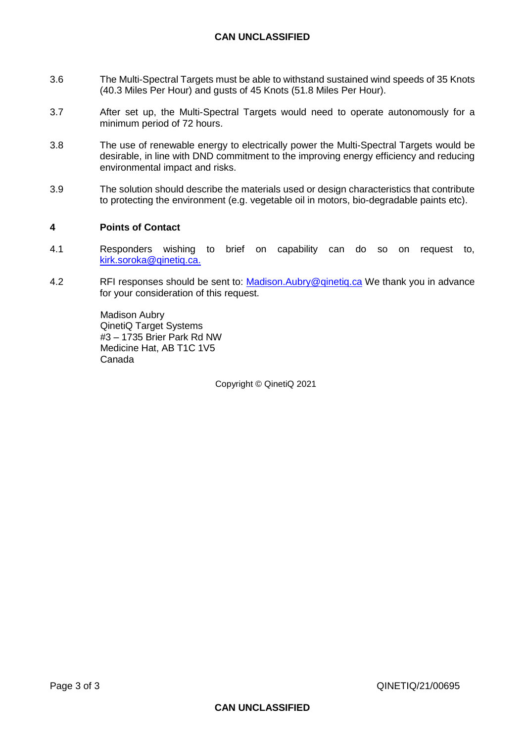3.6 The Multi-Spectral Targets must be able to withstand sustained wind speeds of 35 Knots (40.3 Miles Per Hour) and gusts of 45 Knots (51.8 Miles Per Hour).

3.7 After set up, the Multi-Spectral Targets would need to operate autonomously for a minimum period of 72 hours.

3.8 The use of renewable energy to electrically power the Multi-Spectral Targets would be desirable, in line with DND commitment to the improving energy efficiency and reducing environmental impact and risks.

3.9 The solution should describe the materials used or design characteristics that contribute to protecting the environment (e.g. vegetable oil in motors, bio-degradable paints etc).

## 4 Points of Contact

4.1 Responders wishing to brief on capability can do so on request to, kirk.soroka@qinetiq.ca.

4.2 RFI responses should be sent to: Madison.Aubry@qinetiq.ca We thank you in advance for your consideration of this request.

Madison Aubry
QinetiQ Target Systems
#3 – 1735 Brier Park Rd NW
Medicine Hat, AB T1C 1V5
Canada

Copyright © QinetiQ 2021